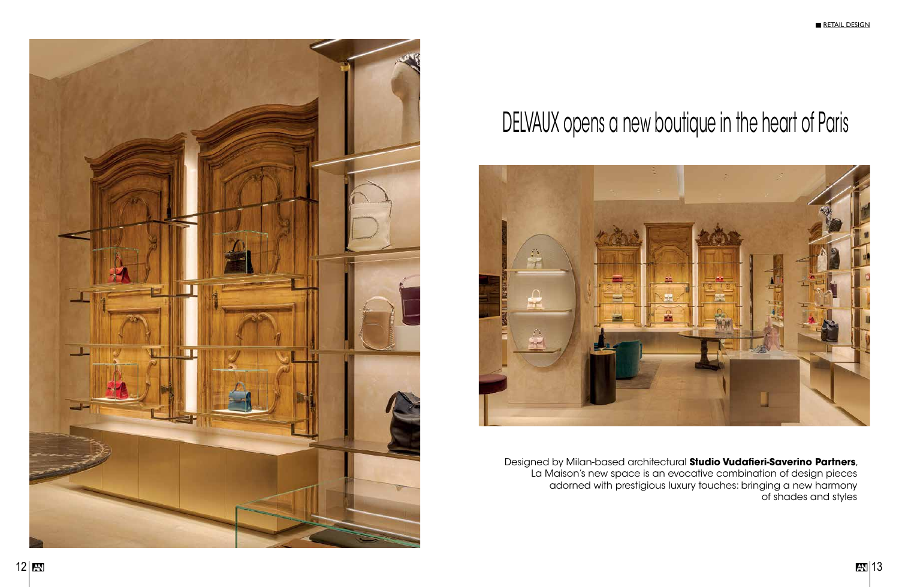# DELVAUX opens a new boutique in the heart of Paris

Designed by Milan-based architectural **Studio Vudafieri-Saverino Partners**, La Maison's new space is an evocative combination of design pieces adorned with prestigious luxury touches: bringing a new harmony of shades and styles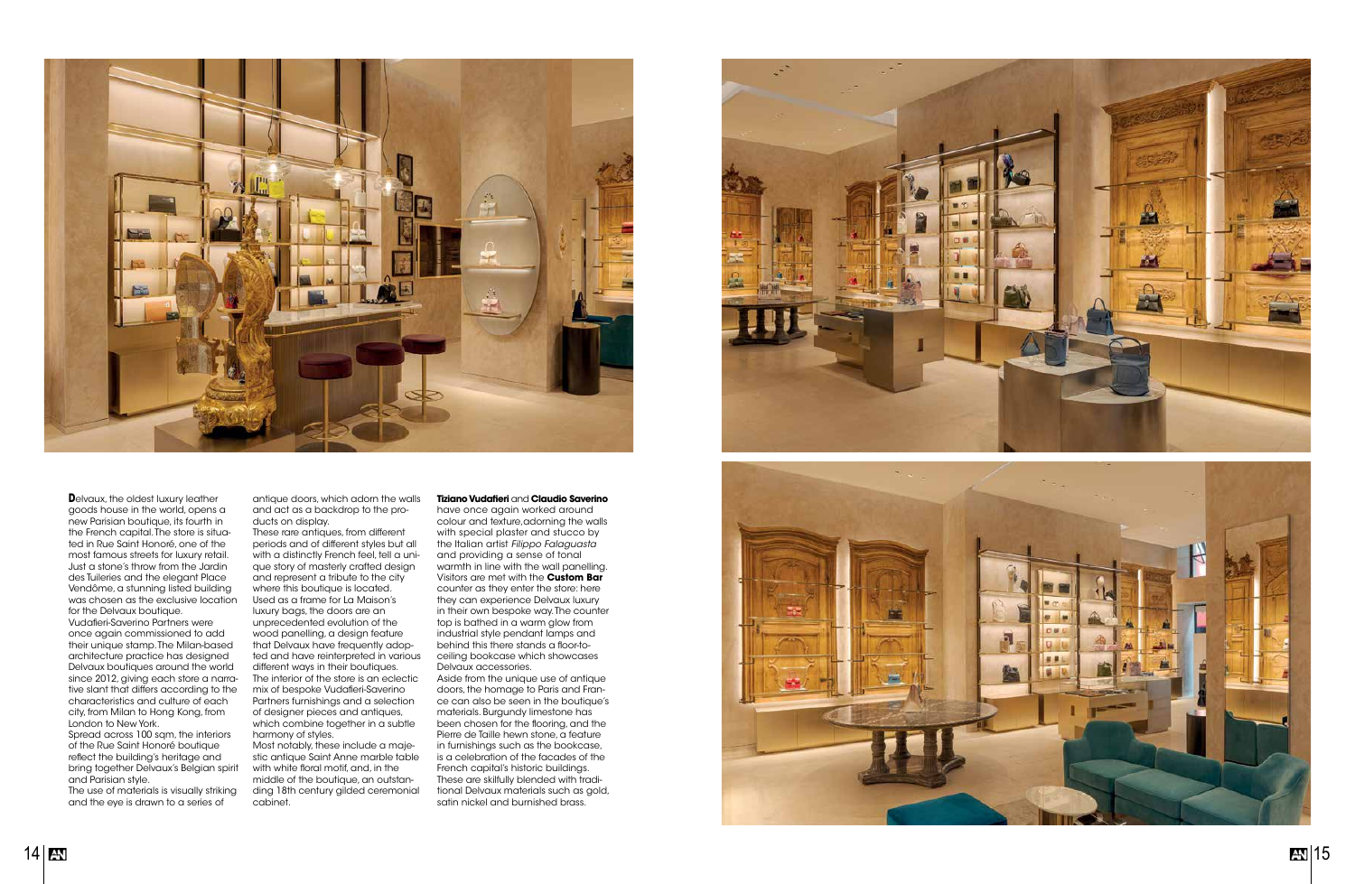**D**elvaux, the oldest luxury leather goods house in the world, opens a new Parisian boutique, its fourth in the French capital. The store is situated in Rue Saint Honoré, one of the most famous streets for luxury retail. Just a stone's throw from the Jardin des Tuileries and the elegant Place Vendôme, a stunning listed building was chosen as the exclusive location for the Delvaux boutique.

Vudafieri-Saverino Partners were once again commissioned to add their unique stamp. The Milan-based architecture practice has designed Delvaux boutiques around the world since 2012, giving each store a narrative slant that differs according to the characteristics and culture of each city, from Milan to Hong Kong, from London to New York.

Spread across 100 sqm, the interiors of the Rue Saint Honoré boutique reflect the building's heritage and bring together Delvaux's Belgian spirit and Parisian style.

The use of materials is visually striking and the eye is drawn to a series of antique doors, which adorn the walls and act as a backdrop to the products on display.

These rare antiques, from different periods and of different styles but all with a distinctly French feel, tell a unique story of masterly crafted design and represent a tribute to the city where this boutique is located.

Used as a frame for La Maison's luxury bags, the doors are an unprecedented evolution of the wood panelling, a design feature that Delvaux have frequently adopted and have reinterpreted in various different ways in their boutiques.

The interior of the store is an eclectic mix of bespoke Vudafieri-Saverino Partners furnishings and a selection of designer pieces and antiques, which combine together in a subtle harmony of styles.

Most notably, these include a majestic antique Saint Anne marble table with white floral motif, and, in the middle of the boutique, an outstanding 18th century gilded ceremonial cabinet.

**Tiziano Vudafieri** and **Claudio Saverino** have once again worked around colour and texture, adorning the walls with special plaster and stucco by the Italian artist *Filippo Falaguasta* and providing a sense of tonal warmth in line with the wall panelling. Visitors are met with the **Custom Bar** counter as they enter the store: here they can experience Delvaux luxury in their own bespoke way. The counter top is bathed in a warm glow from industrial style pendant lamps and behind this there stands a floor-to-ceiling bookcase which showcases Delvaux accessories.

Aside from the unique use of antique doors, the homage to Paris and France can also be seen in the boutique's materials. Burgundy limestone has been chosen for the flooring, and the Pierre de Taille hewn stone, a feature in furnishings such as the bookcase, is a celebration of the facades of the French capital's historic buildings. These are skilfully blended with traditional Delvaux materials such as gold, satin nickel and burnished brass.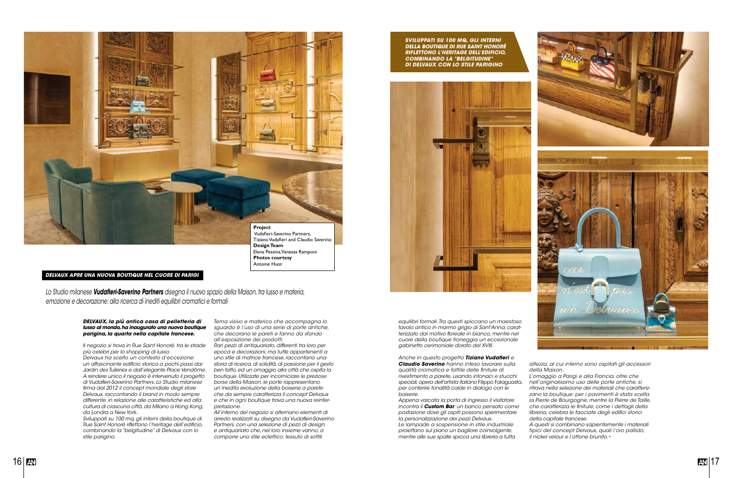**DELVAUX APRE UNA NUOVA BOUTIQUE NEL CUORE DI PARIGI**

*Lo Studio milanese **Vudafieri-Saverino Partners** disegna il nuovo spazio della Maison, tra lusso e materia, emozione e decorazione: alla ricerca di inediti equilibri cromatici e formali*

**Project**
Vudafieri-Saverino Partners,
Tiziano Vudafieri and Claudio Saverino
**Design Team**
Elena Pessina, Vanessa Ramponi
**Photos courtesy**
Antoine Huot

***DELVAUX, la più antica casa di pelletteria di lusso al mondo, ha inaugurato una nuova boutique parigina, la quarta nella capitale francese.***

*Il negozio si trova in Rue Saint Honoré, tra le strade più celebri per lo shopping di lusso.*
*Delvaux ha scelto un contesto d'eccezione: un affascinante edificio storico a pochi passi dai Jardin des Tuileries e dall'elegante Place Vendôme.*
*A rendere unico il negozio è intervenuto il progetto di Vudafieri-Saverino Partners. Lo Studio milanese firma dal 2012 il concept mondiale degli store Delvaux, raccontando il brand in modo sempre differente, in relazione alle caratteristiche ed alla cultura di ciascuna città, da Milano a Hong Kong, da Londra a New York.*
*Sviluppati su 100 mq, gli interni della boutique di Rue Saint Honoré riflettono l'heritage dell'edificio, combinando la "belgitudine" di Delvaux con lo stile parigino.*

*Tema visivo e materico che accompagna lo sguardo è l'uso di una serie di porte antiche, che decorano le pareti e fanno da sfondo all'esposizione dei prodotti.*
*Rari pezzi di antiquariato, differenti tra loro per epoca e decorazioni, ma tutte appartenenti a uno stile di matrice francese, raccontano una storia di ricerca, di solidità, di passione per il gesto ben fatto, ed un omaggio alla città che ospita la boutique. Utilizzate per incorniciare le preziose borse della Maison, le porte rappresentano un'inedita evoluzione della boiserie a parete che da sempre caratterizza il concept Delvaux e che in ogni boutique trova una nuova reinterpretazione.*
*All'interno del negozio si alternano elementi di arredo realizzati su disegno da Vudafieri-Saverino Partners, con una selezione di pezzi di design e antiquariato che, nel loro insieme vanno, a comporre uno stile eclettico: tessuto di sottili equilibri formali. Tra questi spiccano un maestoso tavolo antico in marmo grigio di Sant'Anna, caratterizzato dal motivo floreale in bianco, mentre nel cuore della boutique troneggia un eccezionale gabinetto cerimoniale dorato del XVIII.*

***SVILUPPATI SU 100 MQ, GLI INTERNI DELLA BOUTIQUE DI RUE SAINT HONORÉ RIFLETTONO L'HERITAGE DELL'EDIFICIO, COMBINANDO LA "BELGITUDINE" DI DELVAUX CON LO STILE PARIGINO***

*Anche in questo progetto **Tiziano Vudafieri** e **Claudio Saverino** hanno inteso lavorare sulla qualità cromatica e tattile delle finiture di rivestimento a parete, usando intonaci e stucchi speciali, opera dell'artista italiano* Filippo Falaguasta, *per conferire tonalità calde in dialogo con le boiserie.*
*Appena varcata la porta di ingresso il visitatore incontra il **Custom Bar**: un banco pensato come postazione dove gli ospiti possono sperimentare la personalizzazione dei pezzi Delvaux.*
*Le lampade a sospensione in stile industriale proiettano sul piano un bagliore coinvolgente, mentre alle sue spalle spicca una libreria a tutta altezza, al cui interno sono ospitati gli accessori della Maison.*
*L'omaggio a Parigi e alla Francia, oltre che nell'originalissimo uso delle porte antiche, si ritrova nella selezione dei materiali che caratterizzano la boutique: per i pavimenti è stata scelta la Pierre de Bourgogne, mentre la Pierre de Taille, che caratterizza le finiture, come i dettagli della libreria, celebra le facciate degli edifici storici della capitale francese.*
*A questi si combinano sapientemente i materiali tipici del concept Delvaux, quali l'oro pallido, il nickel velour e l'ottone brunito.*•